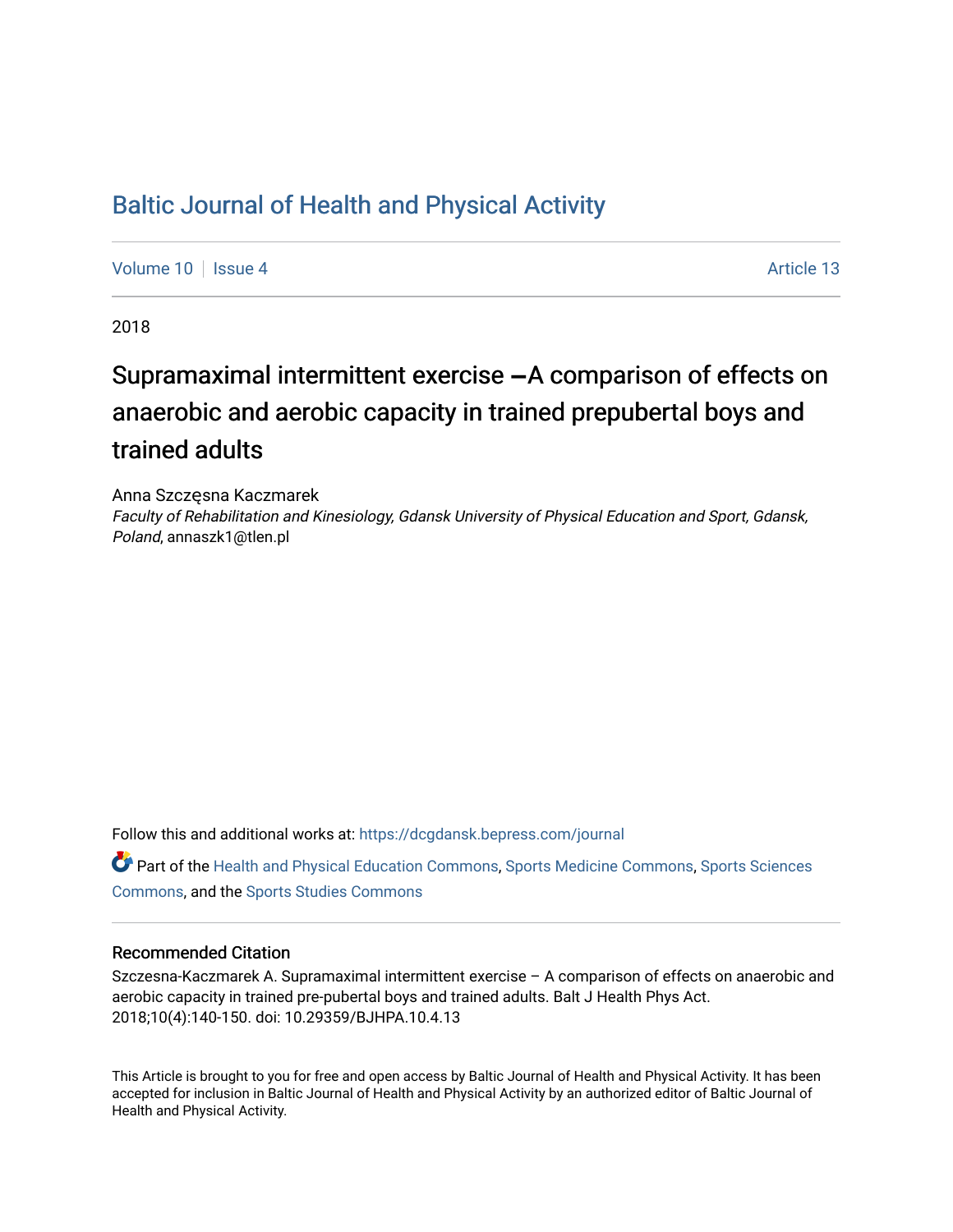# Baltic Journal of Health and Physical Activity

Volume 10 | Issue 4 Article 13

2018

## Supramaximal intermittent exercise —A comparison of effects on anaerobic and aerobic capacity in trained prepubertal boys and trained adults

Anna Szczęsna Kaczmarek
*Faculty of Rehabilitation and Kinesiology, Gdansk University of Physical Education and Sport, Gdansk, Poland*, annaszk1@tlen.pl

Follow this and additional works at: https://dcgdansk.bepress.com/journal

Part of the Health and Physical Education Commons, Sports Medicine Commons, Sports Sciences Commons, and the Sports Studies Commons

### Recommended Citation

Szczesna-Kaczmarek A. Supramaximal intermittent exercise – A comparison of effects on anaerobic and aerobic capacity in trained pre-pubertal boys and trained adults. Balt J Health Phys Act. 2018;10(4):140-150. doi: 10.29359/BJHPA.10.4.13

This Article is brought to you for free and open access by Baltic Journal of Health and Physical Activity. It has been accepted for inclusion in Baltic Journal of Health and Physical Activity by an authorized editor of Baltic Journal of Health and Physical Activity.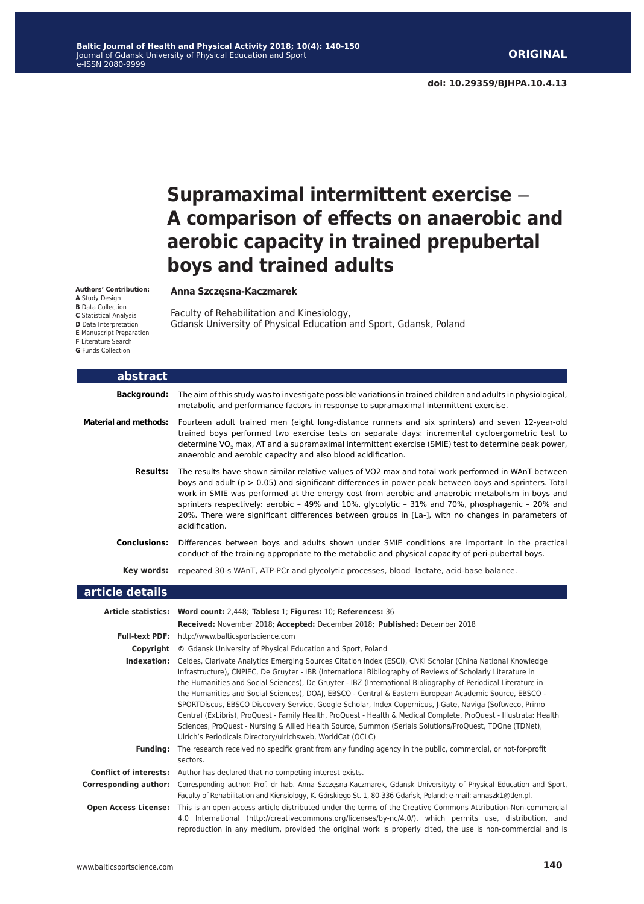**ORIGINAL**

doi: 10.29359/BJHPA.10.4.13

# Supramaximal intermittent exercise – A comparison of effects on anaerobic and aerobic capacity in trained prepubertal boys and trained adults

**Authors' Contribution:**
**A** Study Design
**B** Data Collection
**C** Statistical Analysis
**D** Data Interpretation
**E** Manuscript Preparation
**F** Literature Search
**G** Funds Collection

**Anna Szczęsna-Kaczmarek**

Faculty of Rehabilitation and Kinesiology,
Gdansk University of Physical Education and Sport, Gdansk, Poland

## abstract

**Background:** The aim of this study was to investigate possible variations in trained children and adults in physiological, metabolic and performance factors in response to supramaximal intermittent exercise.

**Material and methods:** Fourteen adult trained men (eight long-distance runners and six sprinters) and seven 12-year-old trained boys performed two exercise tests on separate days: incremental cycloergometric test to determine $VO_2$ max, AT and a supramaximal intermittent exercise (SMIE) test to determine peak power, anaerobic and aerobic capacity and also blood acidification.

**Results:** The results have shown similar relative values of VO2 max and total work performed in WAnT between boys and adult ($p > 0.05$) and significant differences in power peak between boys and sprinters. Total work in SMIE was performed at the energy cost from aerobic and anaerobic metabolism in boys and sprinters respectively: aerobic – 49% and 10%, glycolytic – 31% and 70%, phosphagenic – 20% and 20%. There were significant differences between groups in [La-], with no changes in parameters of acidification.

**Conclusions:** Differences between boys and adults shown under SMIE conditions are important in the practical conduct of the training appropriate to the metabolic and physical capacity of peri-pubertal boys.

**Key words:** repeated 30-s WAnT, ATP-PCr and glycolytic processes, blood lactate, acid-base balance.

## article details

**Article statistics:** **Word count:** 2,448; **Tables:** 1; **Figures:** 10; **References:** 36

**Received:** November 2018; **Accepted:** December 2018; **Published:** December 2018

**Full-text PDF:** http://www.balticsportscience.com

**Copyright** © Gdansk University of Physical Education and Sport, Poland

**Indexation:** Celdes, Clarivate Analytics Emerging Sources Citation Index (ESCI), CNKI Scholar (China National Knowledge Infrastructure), CNPIEC, De Gruyter - IBR (International Bibliography of Reviews of Scholarly Literature in the Humanities and Social Sciences), De Gruyter - IBZ (International Bibliography of Periodical Literature in the Humanities and Social Sciences), DOAJ, EBSCO - Central & Eastern European Academic Source, EBSCO - SPORTDiscus, EBSCO Discovery Service, Google Scholar, Index Copernicus, J-Gate, Naviga (Softweco, Primo Central (ExLibris), ProQuest - Family Health, ProQuest - Health & Medical Complete, ProQuest - Illustrata: Health Sciences, ProQuest - Nursing & Allied Health Source, Summon (Serials Solutions/ProQuest, TDOne (TDNet), Ulrich's Periodicals Directory/ulrichsweb, WorldCat (OCLC)

**Funding:** The research received no specific grant from any funding agency in the public, commercial, or not-for-profit sectors.

**Conflict of interests:** Author has declared that no competing interest exists.

**Corresponding author:** Corresponding author: Prof. dr hab. Anna Szczęsna-Kaczmarek, Gdansk Universityty of Physical Education and Sport, Faculty of Rehabilitation and Kiensiology, K. Górskiego St. 1, 80-336 Gdańsk, Poland; e-mail: annaszk1@tlen.pl.

**Open Access License:** This is an open access article distributed under the terms of the Creative Commons Attribution-Non-commercial 4.0 International (http://creativecommons.org/licenses/by-nc/4.0/), which permits use, distribution, and reproduction in any medium, provided the original work is properly cited, the use is non-commercial and is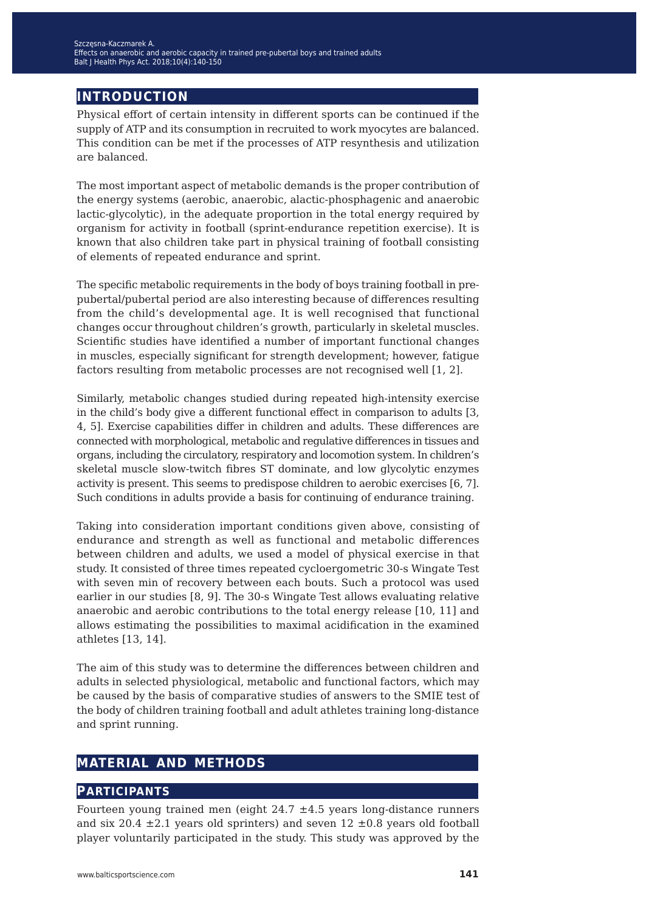## INTRODUCTION

Physical effort of certain intensity in different sports can be continued if the supply of ATP and its consumption in recruited to work myocytes are balanced. This condition can be met if the processes of ATP resynthesis and utilization are balanced.

The most important aspect of metabolic demands is the proper contribution of the energy systems (aerobic, anaerobic, alactic-phosphagenic and anaerobic lactic-glycolytic), in the adequate proportion in the total energy required by organism for activity in football (sprint-endurance repetition exercise). It is known that also children take part in physical training of football consisting of elements of repeated endurance and sprint.

The specific metabolic requirements in the body of boys training football in pre-pubertal/pubertal period are also interesting because of differences resulting from the child's developmental age. It is well recognised that functional changes occur throughout children's growth, particularly in skeletal muscles. Scientific studies have identified a number of important functional changes in muscles, especially significant for strength development; however, fatigue factors resulting from metabolic processes are not recognised well [1, 2].

Similarly, metabolic changes studied during repeated high-intensity exercise in the child's body give a different functional effect in comparison to adults [3, 4, 5]. Exercise capabilities differ in children and adults. These differences are connected with morphological, metabolic and regulative differences in tissues and organs, including the circulatory, respiratory and locomotion system. In children's skeletal muscle slow-twitch fibres ST dominate, and low glycolytic enzymes activity is present. This seems to predispose children to aerobic exercises [6, 7]. Such conditions in adults provide a basis for continuing of endurance training.

Taking into consideration important conditions given above, consisting of endurance and strength as well as functional and metabolic differences between children and adults, we used a model of physical exercise in that study. It consisted of three times repeated cycloergometric 30-s Wingate Test with seven min of recovery between each bouts. Such a protocol was used earlier in our studies [8, 9]. The 30-s Wingate Test allows evaluating relative anaerobic and aerobic contributions to the total energy release [10, 11] and allows estimating the possibilities to maximal acidification in the examined athletes [13, 14].

The aim of this study was to determine the differences between children and adults in selected physiological, metabolic and functional factors, which may be caused by the basis of comparative studies of answers to the SMIE test of the body of children training football and adult athletes training long-distance and sprint running.

## MATERIAL AND METHODS

### PARTICIPANTS

Fourteen young trained men (eight 24.7 ±4.5 years long-distance runners and six 20.4 ±2.1 years old sprinters) and seven 12 ±0.8 years old football player voluntarily participated in the study. This study was approved by the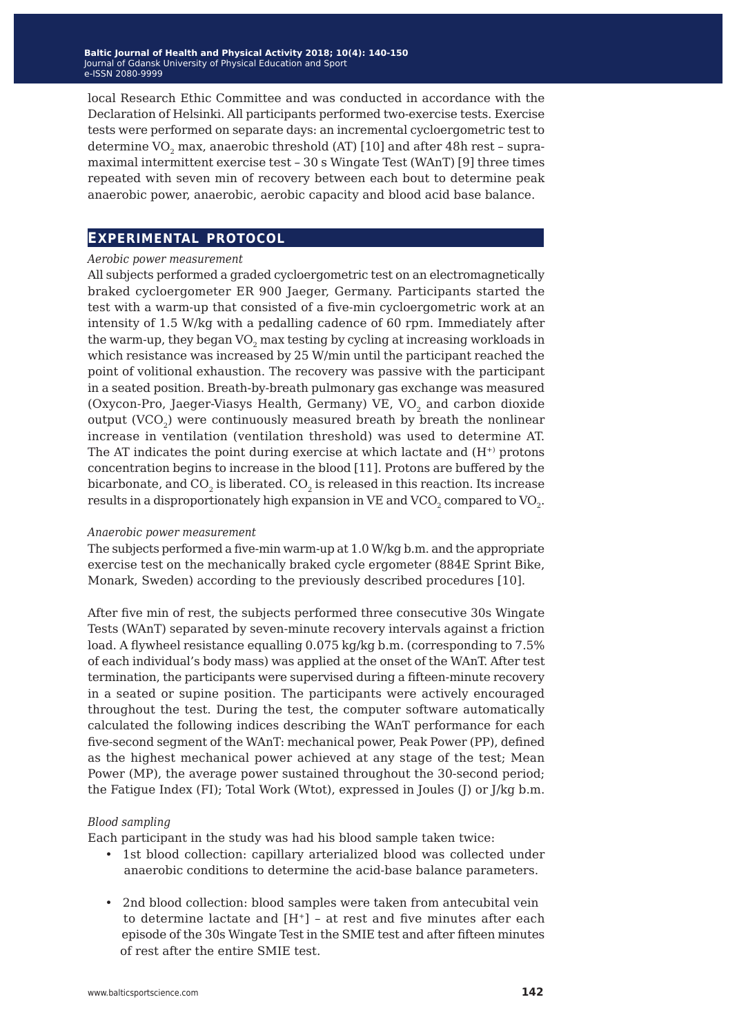local Research Ethic Committee and was conducted in accordance with the Declaration of Helsinki. All participants performed two-exercise tests. Exercise tests were performed on separate days: an incremental cycloergometric test to determine $VO_2$ max, anaerobic threshold (AT) [10] and after 48h rest – supramaximal intermittent exercise test – 30 s Wingate Test (WAnT) [9] three times repeated with seven min of recovery between each bout to determine peak anaerobic power, anaerobic, aerobic capacity and blood acid base balance.

## EXPERIMENTAL PROTOCOL

*Aerobic power measurement*

All subjects performed a graded cycloergometric test on an electromagnetically braked cycloergometer ER 900 Jaeger, Germany. Participants started the test with a warm-up that consisted of a five-min cycloergometric work at an intensity of 1.5 W/kg with a pedalling cadence of 60 rpm. Immediately after the warm-up, they began $VO_2$ max testing by cycling at increasing workloads in which resistance was increased by 25 W/min until the participant reached the point of volitional exhaustion. The recovery was passive with the participant in a seated position. Breath-by-breath pulmonary gas exchange was measured (Oxycon-Pro, Jaeger-Viasys Health, Germany) VE, $VO_2$ and carbon dioxide output ($VCO_2$) were continuously measured breath by breath the nonlinear increase in ventilation (ventilation threshold) was used to determine AT. The AT indicates the point during exercise at which lactate and ($H^{+}$) protons concentration begins to increase in the blood [11]. Protons are buffered by the bicarbonate, and $CO_2$ is liberated. $CO_2$ is released in this reaction. Its increase results in a disproportionately high expansion in VE and $VCO_2$ compared to $VO_2$.

*Anaerobic power measurement*

The subjects performed a five-min warm-up at 1.0 W/kg b.m. and the appropriate exercise test on the mechanically braked cycle ergometer (884E Sprint Bike, Monark, Sweden) according to the previously described procedures [10].

After five min of rest, the subjects performed three consecutive 30s Wingate Tests (WAnT) separated by seven-minute recovery intervals against a friction load. A flywheel resistance equalling 0.075 kg/kg b.m. (corresponding to 7.5% of each individual's body mass) was applied at the onset of the WAnT. After test termination, the participants were supervised during a fifteen-minute recovery in a seated or supine position. The participants were actively encouraged throughout the test. During the test, the computer software automatically calculated the following indices describing the WAnT performance for each five-second segment of the WAnT: mechanical power, Peak Power (PP), defined as the highest mechanical power achieved at any stage of the test; Mean Power (MP), the average power sustained throughout the 30-second period; the Fatigue Index (FI); Total Work (Wtot), expressed in Joules (J) or J/kg b.m.

*Blood sampling*

Each participant in the study was had his blood sample taken twice:

- 1st blood collection: capillary arterialized blood was collected under anaerobic conditions to determine the acid-base balance parameters.
- 2nd blood collection: blood samples were taken from antecubital vein to determine lactate and $[H^{+}]$ – at rest and five minutes after each episode of the 30s Wingate Test in the SMIE test and after fifteen minutes of rest after the entire SMIE test.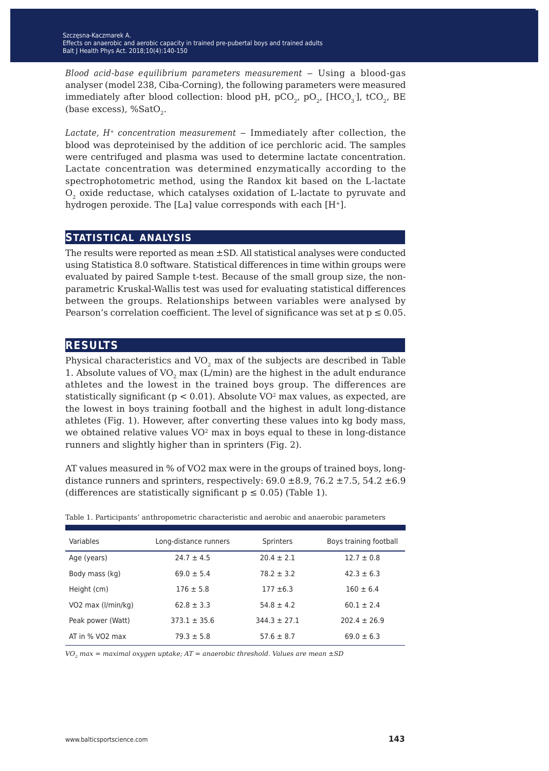*Blood acid-base equilibrium parameters measurement* – Using a blood-gas analyser (model 238, Ciba-Corning), the following parameters were measured immediately after blood collection: blood pH, $pCO_2$, $pO_2$, $[HCO_3^-]$, $tCO_2$, BE (base excess), $\%SatO_2$.

*Lactate, $H^+$ concentration measurement* – Immediately after collection, the blood was deproteinised by the addition of ice perchloric acid. The samples were centrifuged and plasma was used to determine lactate concentration. Lactate concentration was determined enzymatically according to the spectrophotometric method, using the Randox kit based on the L-lactate $O_2$ oxide reductase, which catalyses oxidation of L-lactate to pyruvate and hydrogen peroxide. The [La] value corresponds with each $[H^+]$.

## STATISTICAL ANALYSIS

The results were reported as mean ±SD. All statistical analyses were conducted using Statistica 8.0 software. Statistical differences in time within groups were evaluated by paired Sample t-test. Because of the small group size, the non-parametric Kruskal-Wallis test was used for evaluating statistical differences between the groups. Relationships between variables were analysed by Pearson's correlation coefficient. The level of significance was set at $p \leq 0.05$.

## RESULTS

Physical characteristics and $VO_2$ max of the subjects are described in Table 1. Absolute values of $VO_2$ max (L/min) are the highest in the adult endurance athletes and the lowest in the trained boys group. The differences are statistically significant ($p < 0.01$). Absolute $VO^2$ max values, as expected, are the lowest in boys training football and the highest in adult long-distance athletes (Fig. 1). However, after converting these values into kg body mass, we obtained relative values $VO^2$ max in boys equal to these in long-distance runners and slightly higher than in sprinters (Fig. 2).

AT values measured in % of VO2 max were in the groups of trained boys, long-distance runners and sprinters, respectively: 69.0 ±8.9, 76.2 ±7.5, 54.2 ±6.9 (differences are statistically significant $p \leq 0.05$) (Table 1).

Table 1. Participants' anthropometric characteristic and aerobic and anaerobic parameters

| Variables | Long-distance runners | Sprinters | Boys training football |
|---|---|---|---|
| Age (years) | 24.7 ± 4.5 | 20.4 ± 2.1 | 12.7 ± 0.8 |
| Body mass (kg) | 69.0 ± 5.4 | 78.2 ± 3.2 | 42.3 ± 6.3 |
| Height (cm) | 176 ± 5.8 | 177 ±6.3 | 160 ± 6.4 |
| VO2 max (l/min/kg) | 62.8 ± 3.3 | 54.8 ± 4.2 | 60.1 ± 2.4 |
| Peak power (Watt) | 373.1 ± 35.6 | 344.3 ± 27.1 | 202.4 ± 26.9 |
| AT in % VO2 max | 79.3 ± 5.8 | 57.6 ± 8.7 | 69.0 ± 6.3 |

*$VO_2$ max = maximal oxygen uptake; AT = anaerobic threshold. Values are mean ±SD*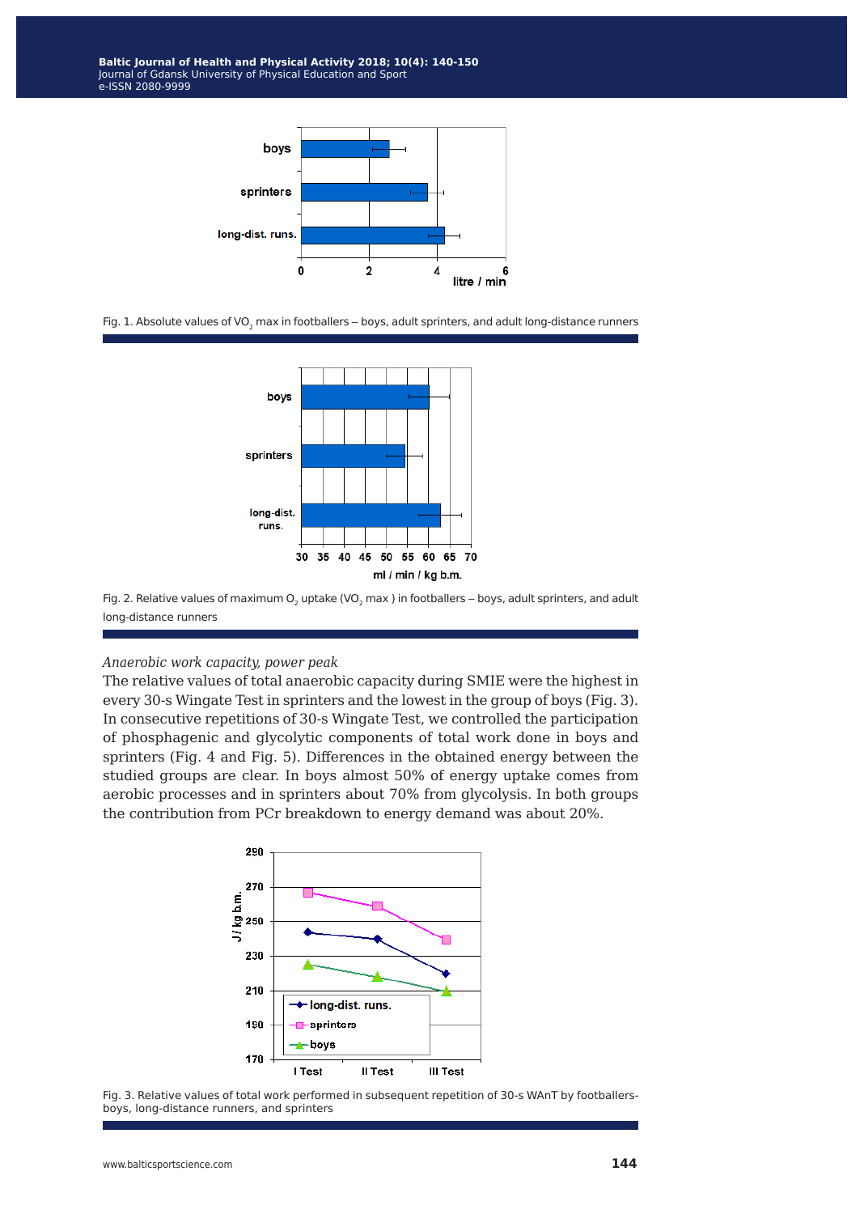Fig. 1. Absolute values of $VO_2$ max in footballers – boys, adult sprinters, and adult long-distance runners

Fig. 2. Relative values of maximum $O_2$ uptake ($VO_2$ max ) in footballers – boys, adult sprinters, and adult long-distance runners

*Anaerobic work capacity, power peak*

The relative values of total anaerobic capacity during SMIE were the highest in every 30-s Wingate Test in sprinters and the lowest in the group of boys (Fig. 3). In consecutive repetitions of 30-s Wingate Test, we controlled the participation of phosphagenic and glycolytic components of total work done in boys and sprinters (Fig. 4 and Fig. 5). Differences in the obtained energy between the studied groups are clear. In boys almost 50% of energy uptake comes from aerobic processes and in sprinters about 70% from glycolysis. In both groups the contribution from PCr breakdown to energy demand was about 20%.

Fig. 3. Relative values of total work performed in subsequent repetition of 30-s WAnT by footballers-boys, long-distance runners, and sprinters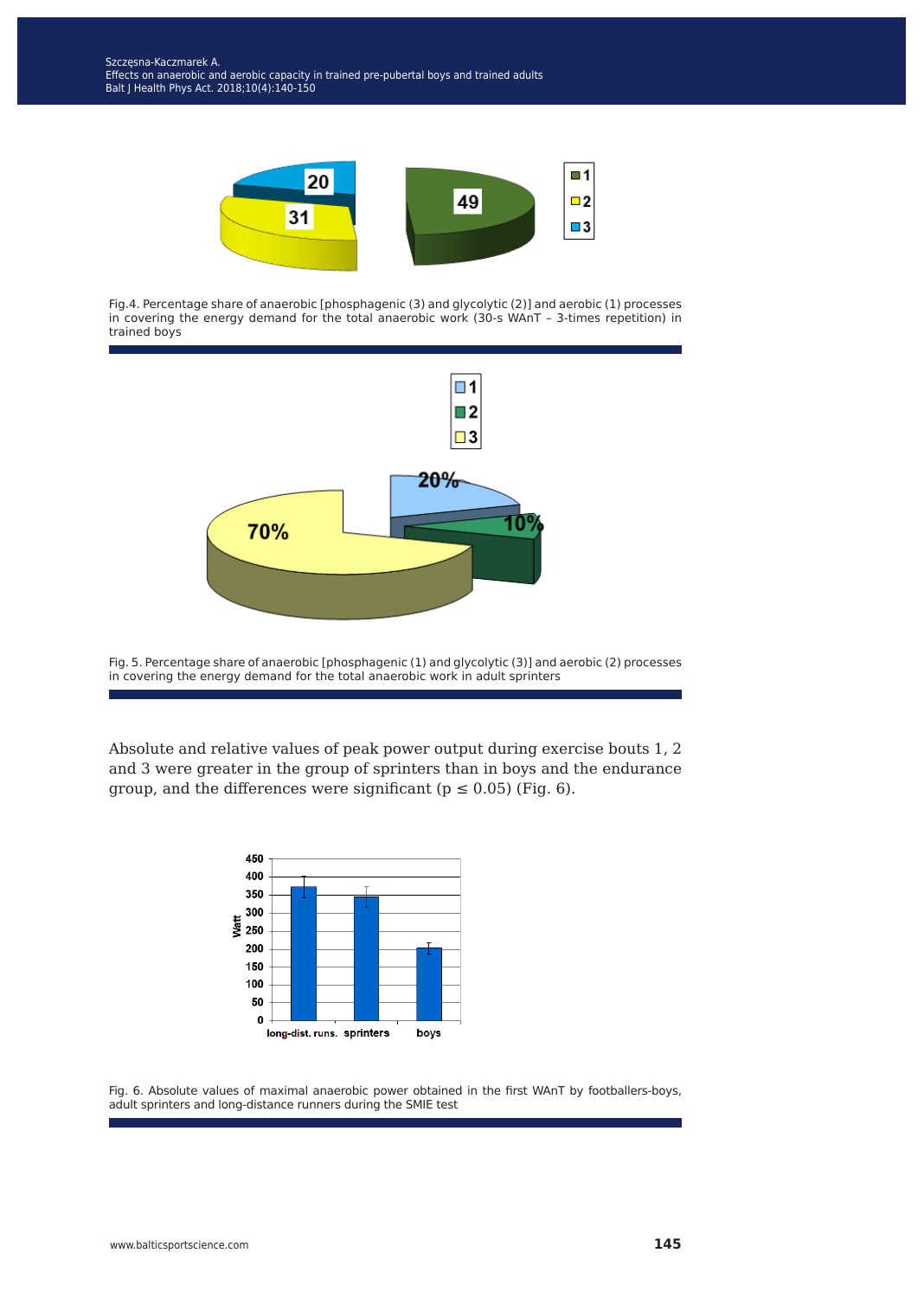Fig.4. Percentage share of anaerobic [phosphagenic (3) and glycolytic (2)] and aerobic (1) processes in covering the energy demand for the total anaerobic work (30-s WAnT – 3-times repetition) in trained boys

Fig. 5. Percentage share of anaerobic [phosphagenic (1) and glycolytic (3)] and aerobic (2) processes in covering the energy demand for the total anaerobic work in adult sprinters

Absolute and relative values of peak power output during exercise bouts 1, 2 and 3 were greater in the group of sprinters than in boys and the endurance group, and the differences were significant ($p \leq 0.05$) (Fig. 6).

Fig. 6. Absolute values of maximal anaerobic power obtained in the first WAnT by footballers-boys, adult sprinters and long-distance runners during the SMIE test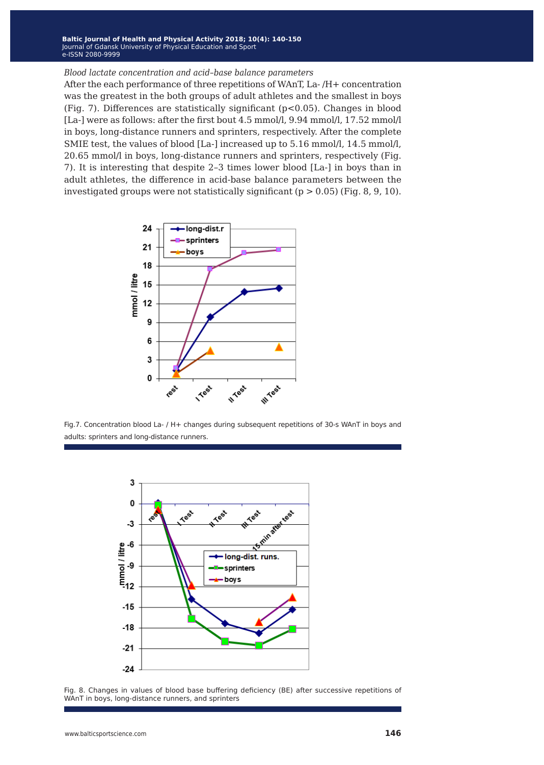*Blood lactate concentration and acid–base balance parameters*

After the each performance of three repetitions of WAnT, La- /H+ concentration was the greatest in the both groups of adult athletes and the smallest in boys (Fig. 7). Differences are statistically significant ($p<0.05$). Changes in blood [La-] were as follows: after the first bout 4.5 mmol/l, 9.94 mmol/l, 17.52 mmol/l in boys, long-distance runners and sprinters, respectively. After the complete SMIE test, the values of blood [La-] increased up to 5.16 mmol/l, 14.5 mmol/l, 20.65 mmol/l in boys, long-distance runners and sprinters, respectively (Fig. 7). It is interesting that despite 2–3 times lower blood [La-] in boys than in adult athletes, the difference in acid-base balance parameters between the investigated groups were not statistically significant ($p > 0.05$) (Fig. 8, 9, 10).

Fig.7. Concentration blood La- / H+ changes during subsequent repetitions of 30-s WAnT in boys and adults: sprinters and long-distance runners.

Fig. 8. Changes in values of blood base buffering deficiency (BE) after successive repetitions of WAnT in boys, long-distance runners, and sprinters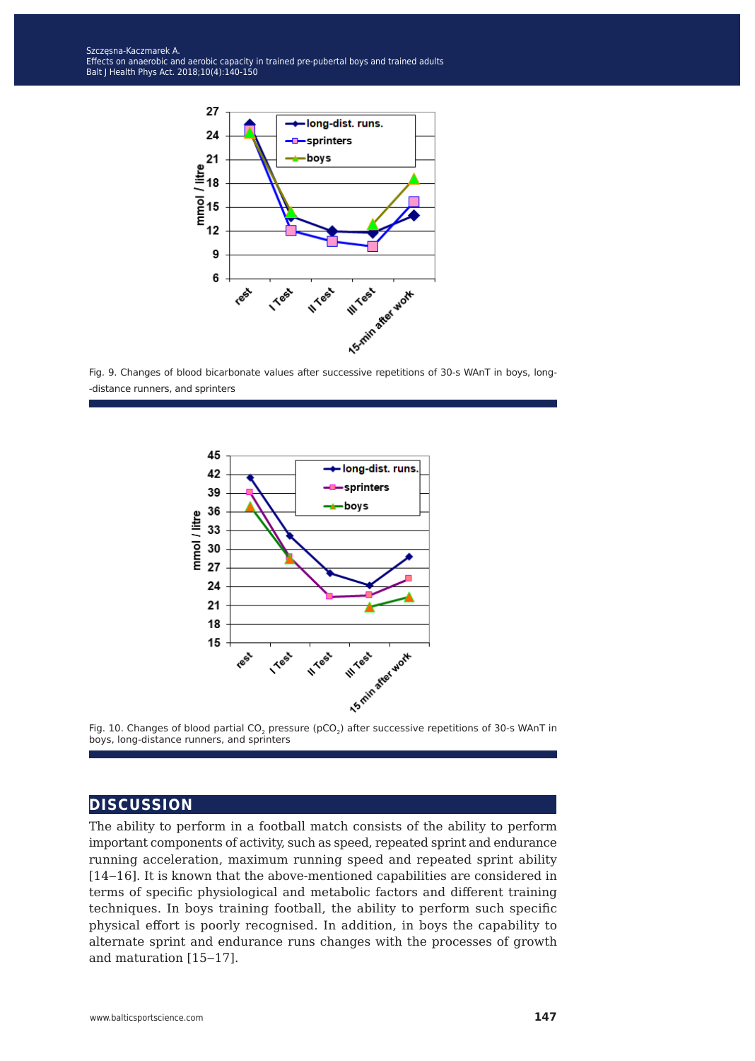Fig. 9. Changes of blood bicarbonate values after successive repetitions of 30-s WAnT in boys, long-distance runners, and sprinters

Fig. 10. Changes of blood partial $CO_2$ pressure ($pCO_2$) after successive repetitions of 30-s WAnT in boys, long-distance runners, and sprinters

## DISCUSSION

The ability to perform in a football match consists of the ability to perform important components of activity, such as speed, repeated sprint and endurance running acceleration, maximum running speed and repeated sprint ability [14–16]. It is known that the above-mentioned capabilities are considered in terms of specific physiological and metabolic factors and different training techniques. In boys training football, the ability to perform such specific physical effort is poorly recognised. In addition, in boys the capability to alternate sprint and endurance runs changes with the processes of growth and maturation [15–17].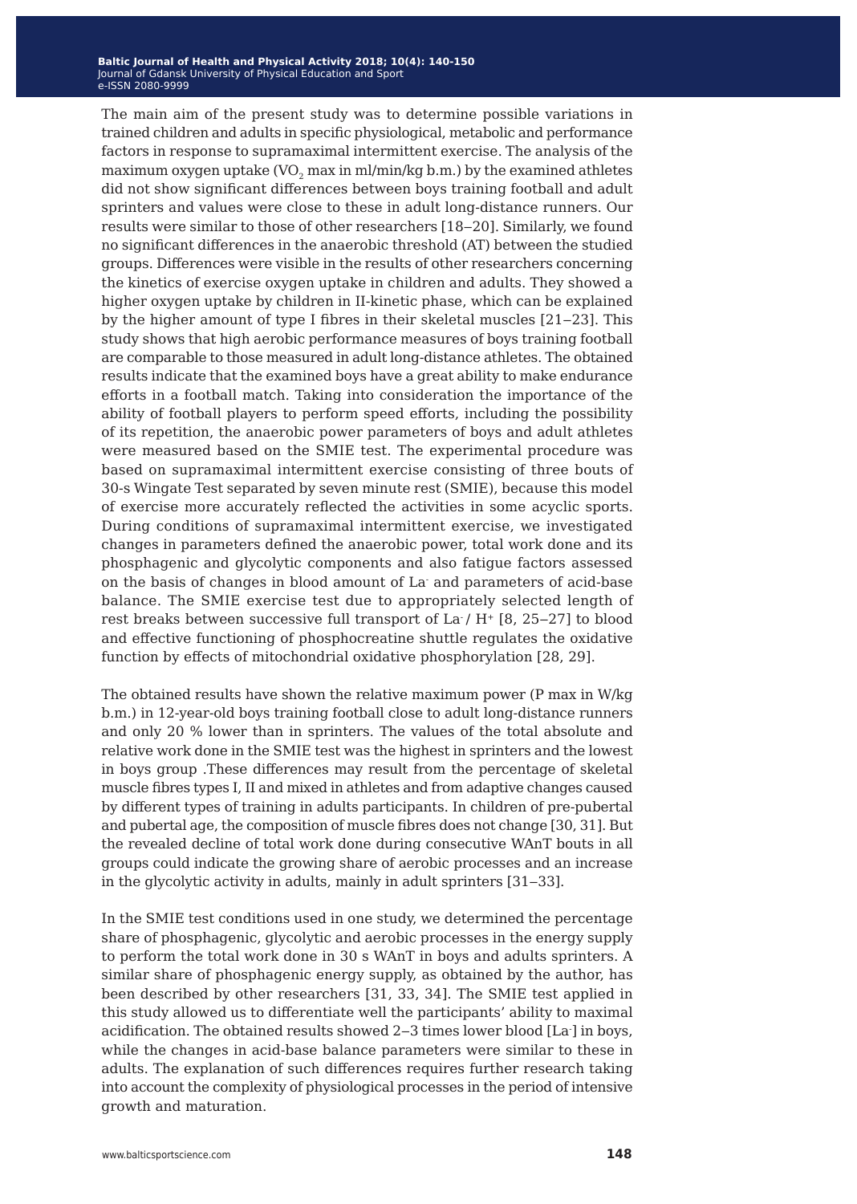The main aim of the present study was to determine possible variations in trained children and adults in specific physiological, metabolic and performance factors in response to supramaximal intermittent exercise. The analysis of the maximum oxygen uptake ($VO_2$ max in ml/min/kg b.m.) by the examined athletes did not show significant differences between boys training football and adult sprinters and values were close to these in adult long-distance runners. Our results were similar to those of other researchers [18–20]. Similarly, we found no significant differences in the anaerobic threshold (AT) between the studied groups. Differences were visible in the results of other researchers concerning the kinetics of exercise oxygen uptake in children and adults. They showed a higher oxygen uptake by children in II-kinetic phase, which can be explained by the higher amount of type I fibres in their skeletal muscles [21–23]. This study shows that high aerobic performance measures of boys training football are comparable to those measured in adult long-distance athletes. The obtained results indicate that the examined boys have a great ability to make endurance efforts in a football match. Taking into consideration the importance of the ability of football players to perform speed efforts, including the possibility of its repetition, the anaerobic power parameters of boys and adult athletes were measured based on the SMIE test. The experimental procedure was based on supramaximal intermittent exercise consisting of three bouts of 30-s Wingate Test separated by seven minute rest (SMIE), because this model of exercise more accurately reflected the activities in some acyclic sports. During conditions of supramaximal intermittent exercise, we investigated changes in parameters defined the anaerobic power, total work done and its phosphagenic and glycolytic components and also fatigue factors assessed on the basis of changes in blood amount of $La^-$ and parameters of acid-base balance. The SMIE exercise test due to appropriately selected length of rest breaks between successive full transport of $La^-$ / $H^+$ [8, 25–27] to blood and effective functioning of phosphocreatine shuttle regulates the oxidative function by effects of mitochondrial oxidative phosphorylation [28, 29].

The obtained results have shown the relative maximum power (P max in W/kg b.m.) in 12-year-old boys training football close to adult long-distance runners and only 20 % lower than in sprinters. The values of the total absolute and relative work done in the SMIE test was the highest in sprinters and the lowest in boys group .These differences may result from the percentage of skeletal muscle fibres types I, II and mixed in athletes and from adaptive changes caused by different types of training in adults participants. In children of pre-pubertal and pubertal age, the composition of muscle fibres does not change [30, 31]. But the revealed decline of total work done during consecutive WAnT bouts in all groups could indicate the growing share of aerobic processes and an increase in the glycolytic activity in adults, mainly in adult sprinters [31–33].

In the SMIE test conditions used in one study, we determined the percentage share of phosphagenic, glycolytic and aerobic processes in the energy supply to perform the total work done in 30 s WAnT in boys and adults sprinters. A similar share of phosphagenic energy supply, as obtained by the author, has been described by other researchers [31, 33, 34]. The SMIE test applied in this study allowed us to differentiate well the participants' ability to maximal acidification. The obtained results showed 2–3 times lower blood [$La^-$] in boys, while the changes in acid-base balance parameters were similar to these in adults. The explanation of such differences requires further research taking into account the complexity of physiological processes in the period of intensive growth and maturation.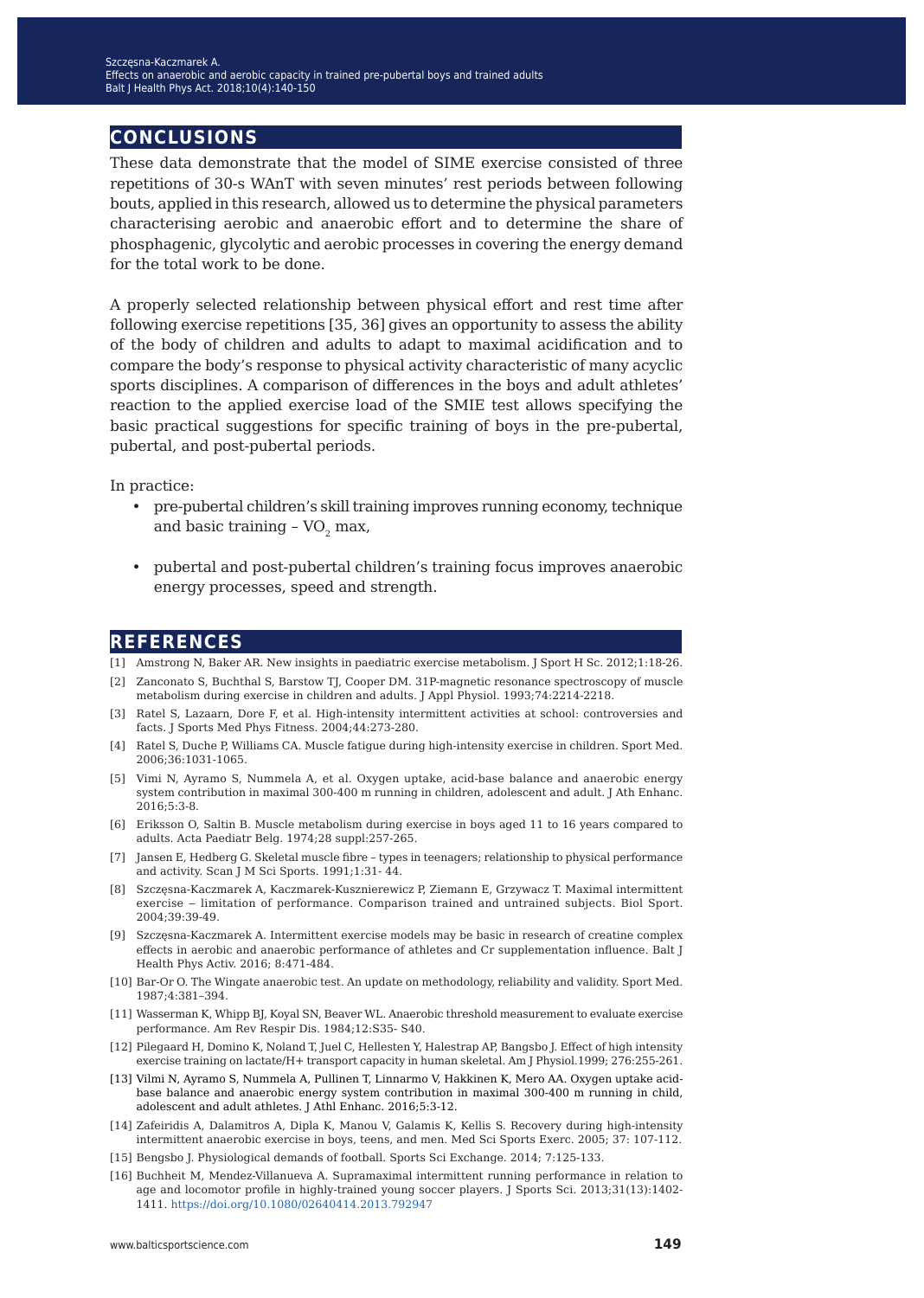## CONCLUSIONS

These data demonstrate that the model of SIME exercise consisted of three repetitions of 30-s WAnT with seven minutes' rest periods between following bouts, applied in this research, allowed us to determine the physical parameters characterising aerobic and anaerobic effort and to determine the share of phosphagenic, glycolytic and aerobic processes in covering the energy demand for the total work to be done.

A properly selected relationship between physical effort and rest time after following exercise repetitions [35, 36] gives an opportunity to assess the ability of the body of children and adults to adapt to maximal acidification and to compare the body's response to physical activity characteristic of many acyclic sports disciplines. A comparison of differences in the boys and adult athletes' reaction to the applied exercise load of the SMIE test allows specifying the basic practical suggestions for specific training of boys in the pre-pubertal, pubertal, and post-pubertal periods.

In practice:

- pre-pubertal children's skill training improves running economy, technique and basic training – $VO_2$ max,
- pubertal and post-pubertal children's training focus improves anaerobic energy processes, speed and strength.

## REFERENCES

[1] Amstrong N, Baker AR. New insights in paediatric exercise metabolism. J Sport H Sc. 2012;1:18-26.

[2] Zanconato S, Buchthal S, Barstow TJ, Cooper DM. 31P-magnetic resonance spectroscopy of muscle metabolism during exercise in children and adults. J Appl Physiol. 1993;74:2214-2218.

[3] Ratel S, Lazaarn, Dore F, et al. High-intensity intermittent activities at school: controversies and facts. J Sports Med Phys Fitness. 2004;44:273-280.

[4] Ratel S, Duche P, Williams CA. Muscle fatigue during high-intensity exercise in children. Sport Med. 2006;36:1031-1065.

[5] Vimi N, Ayramo S, Nummela A, et al. Oxygen uptake, acid-base balance and anaerobic energy system contribution in maximal 300-400 m running in children, adolescent and adult. J Ath Enhanc. 2016;5:3-8.

[6] Eriksson O, Saltin B. Muscle metabolism during exercise in boys aged 11 to 16 years compared to adults. Acta Paediatr Belg. 1974;28 suppl:257-265.

[7] Jansen E, Hedberg G. Skeletal muscle fibre – types in teenagers; relationship to physical performance and activity. Scan J M Sci Sports. 1991;1:31- 44.

[8] Szczęsna-Kaczmarek A, Kaczmarek-Kusznierewicz P, Ziemann E, Grzywacz T. Maximal intermittent exercise – limitation of performance. Comparison trained and untrained subjects. Biol Sport. 2004;39:39-49.

[9] Szczęsna-Kaczmarek A. Intermittent exercise models may be basic in research of creatine complex effects in aerobic and anaerobic performance of athletes and Cr supplementation influence. Balt J Health Phys Activ. 2016; 8:471-484.

[10] Bar-Or O. The Wingate anaerobic test. An update on methodology, reliability and validity. Sport Med. 1987;4:381–394.

[11] Wasserman K, Whipp BJ, Koyal SN, Beaver WL. Anaerobic threshold measurement to evaluate exercise performance. Am Rev Respir Dis. 1984;12:S35- S40.

[12] Pilegaard H, Domino K, Noland T, Juel C, Hellesten Y, Halestrap AP, Bangsbo J. Effect of high intensity exercise training on lactate/H+ transport capacity in human skeletal. Am J Physiol.1999; 276:255-261.

[13] Vilmi N, Ayramo S, Nummela A, Pullinen T, Linnarmo V, Hakkinen K, Mero AA. Oxygen uptake acid-base balance and anaerobic energy system contribution in maximal 300-400 m running in child, adolescent and adult athletes. J Athl Enhanc. 2016;5:3-12.

[14] Zafeiridis A, Dalamitros A, Dipla K, Manou V, Galamis K, Kellis S. Recovery during high-intensity intermittent anaerobic exercise in boys, teens, and men. Med Sci Sports Exerc. 2005; 37: 107-112.

[15] Bengsbo J. Physiological demands of football. Sports Sci Exchange. 2014; 7:125-133.

[16] Buchheit M, Mendez-Villanueva A. Supramaximal intermittent running performance in relation to age and locomotor profile in highly-trained young soccer players. J Sports Sci. 2013;31(13):1402-1411. https://doi.org/10.1080/02640414.2013.792947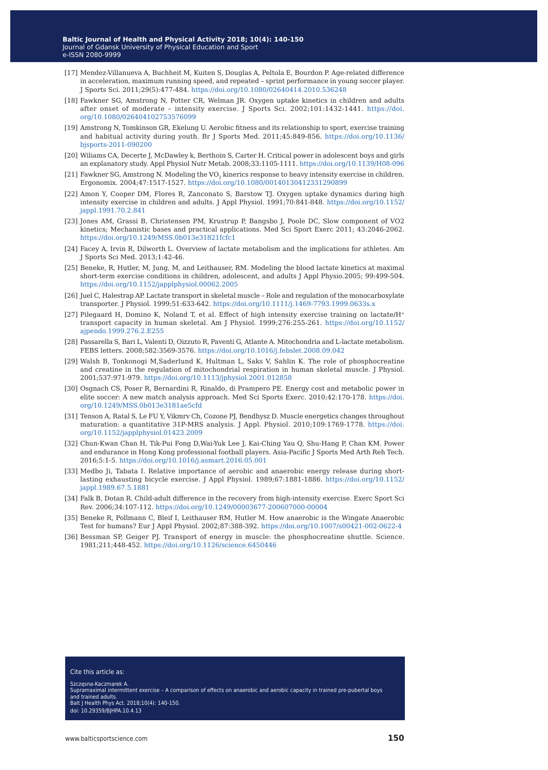[17] Mendez-Villanueva A, Buchheit M, Kuiten S, Douglas A, Peltola E, Bourdon P. Age-related difference in acceleration, maximum running speed, and repeated – sprint performance in young soccer player. J Sports Sci. 2011;29(5):477-484. https://doi.org/10.1080/02640414.2010.536248

[18] Fawkner SG, Amstrong N, Potter CR, Welman JR. Oxygen uptake kinetics in children and adults after onset of moderate – intensity exercise. J Sports Sci. 2002;101:1432-1441. https://doi.org/10.1080/026404102753576099

[19] Amstrong N, Tomkinson GR, Ekelung U. Aerobic fitness and its relationship to sport, exercise training and habitual activity during youth. Br J Sports Med. 2011;45:849-856. https://doi.org/10.1136/bjsports-2011-090200

[20] Wiliams CA, Decerte J, McDawley k, Berthoin S, Carter H. Critical power in adolescent boys and girls an explanatory study. Appl Physiol Nutr Metab. 2008;33:1105-1111. https://doi.org/10.1139/H08-096

[21] Fawkner SG, Amstrong N. Modeling the $VO_2$ kinerics response to heavy intensity exercise in children. Ergonomix. 2004;47:1517-1527. https://doi.org/10.1080/00140130412331290899

[22] Amon Y, Cooper DM, Flores R, Zanconato S, Barstow TJ. Oxygen uptake dynamics during high intensity exercise in children and adults. J Appl Physiol. 1991;70:841-848. https://doi.org/10.1152/jappl.1991.70.2.841

[23] Jones AM, Grassi B, Christensen PM, Krustrup P, Bangsbo J, Poole DC, Slow component of VO2 kinetics; Mechanistic bases and practical applications. Med Sci Sport Exerc 2011; 43:2046-2062. https://doi.org/10.1249/MSS.0b013e31821fcfc1

[24] Facey A, Irvin R, Dilworth L. Overview of lactate metabolism and the implications for athletes. Am J Sports Sci Med. 2013;1:42-46.

[25] Beneke, R, Hutler, M, Jung, M, and Leithauser, RM. Modeling the blood lactate kinetics at maximal short-term exercise conditions in children, adolescent, and adults J Appl Physio.2005; 99:499-504. https://doi.org/10.1152/japplphysiol.00062.2005

[26] Juel C, Halestrap AP. Lactate transport in skeletal muscle – Role and regulation of the monocarboxylate transporter. J Physiol. 1999;51:633-642. https://doi.org/10.1111/j.1469-7793.1999.0633s.x

[27] Pilegaard H, Domino K, Noland T, et al. Effect of high intensity exercise training on lactate/$H^+$ transport capacity in human skeletal. Am J Physiol. 1999;276:255-261. https://doi.org/10.1152/ajpendo.1999.276.2.E255

[28] Passarella S, Bari L, Valenti D, Oizzuto R, Paventi G, Atlante A. Mitochondria and L-lactate metabolism. FEBS letters. 2008;582:3569-3576. https://doi.org/10.1016/j.febslet.2008.09.042

[29] Walsh B, Tonkonogi M,Saderlund K, Hultman L, Saks V, Sahlin K. The role of phosphocreatine and creatine in the regulation of mitochondrial respiration in human skeletal muscle. J Physiol. 2001;537:971-979. https://doi.org/10.1113/jphysiol.2001.012858

[30] Osgnach CS, Poser R, Bernardini R, Rinaldo, di Prampero PE. Energy cost and metabolic power in elite soccer: A new match analysis approach. Med Sci Sports Exerc. 2010;42:170-178. https://doi.org/10.1249/MSS.0b013e3181ae5cfd

[31] Tenson A, Ratal S, Le FU Y, Vikmrv Ch, Cozone PJ, Bendhysz D. Muscle energetics changes throughout maturation: a quantitative 31P-MRS analysis. J Appl. Physiol. 2010;109:1769-1778. https://doi.org/10.1152/japplphysiol.01423.2009

[32] Chun-Kwan Chan H, Tik-Pui Fong D,Wai-Yuk Lee J, Kai-Ching Yau Q, Shu-Hang P, Chan KM. Power and endurance in Hong Kong professional football players. Asia-Pacific J Sports Med Arth Reh Tech. 2016;5:1-5. https://doi.org/10.1016/j.asmart.2016.05.001

[33] Medbo Ji, Tabata I. Relative importance of aerobic and anaerobic energy release during short-lasting exhausting bicycle exercise. J Appl Physiol. 1989;67:1881-1886. https://doi.org/10.1152/jappl.1989.67.5.1881

[34] Falk B, Dotan R. Child-adult difference in the recovery from high-intensity exercise. Exerc Sport Sci Rev. 2006;34:107-112. https://doi.org/10.1249/00003677-200607000-00004

[35] Beneke R, Pollmann C, Bleif I, Leithauser RM, Hutler M. How anaerobic is the Wingate Anaerobic Test for humans? Eur J Appl Physiol. 2002;87:388-392. https://doi.org/10.1007/s00421-002-0622-4

[36] Bessman SP, Geiger PJ. Transport of energy in muscle: the phosphocreatine shuttle. Science. 1981;211;448-452. https://doi.org/10.1126/science.6450446

Cite this article as:

Szczęsna-Kaczmarek A.
Supramaximal intermittent exercise – A comparison of effects on anaerobic and aerobic capacity in trained pre-pubertal boys and trained adults.
Balt J Health Phys Act. 2018;10(4): 140-150.
doi: 10.29359/BJHPA.10.4.13